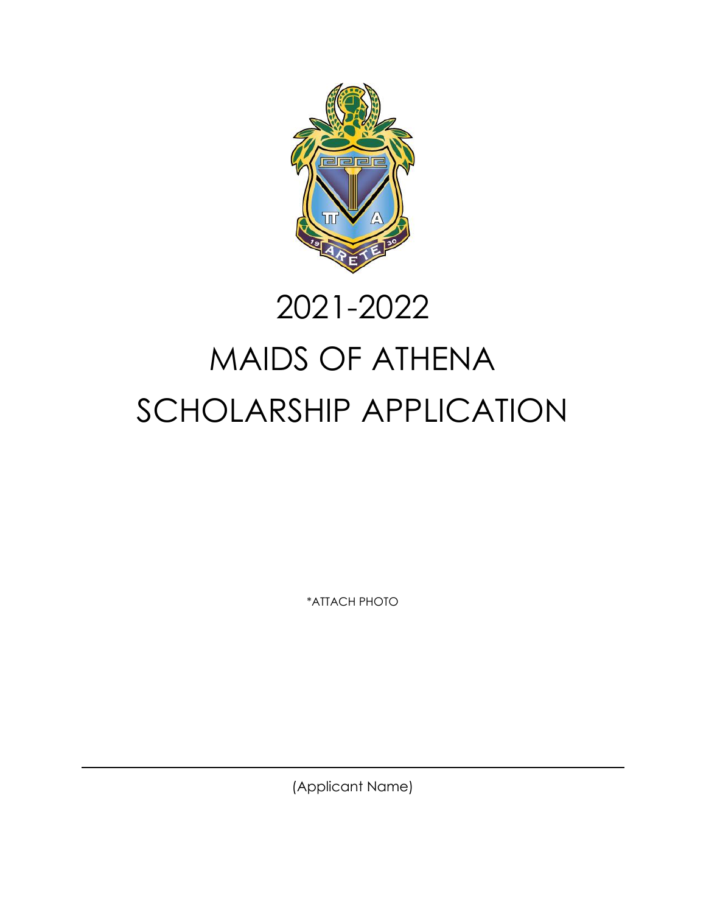# 2021-2022

# MAIDS OF ATHENA

# SCHOLARSHIP APPLICATION

*ATTACH PHOTO

______________________________________________

(Applicant Name)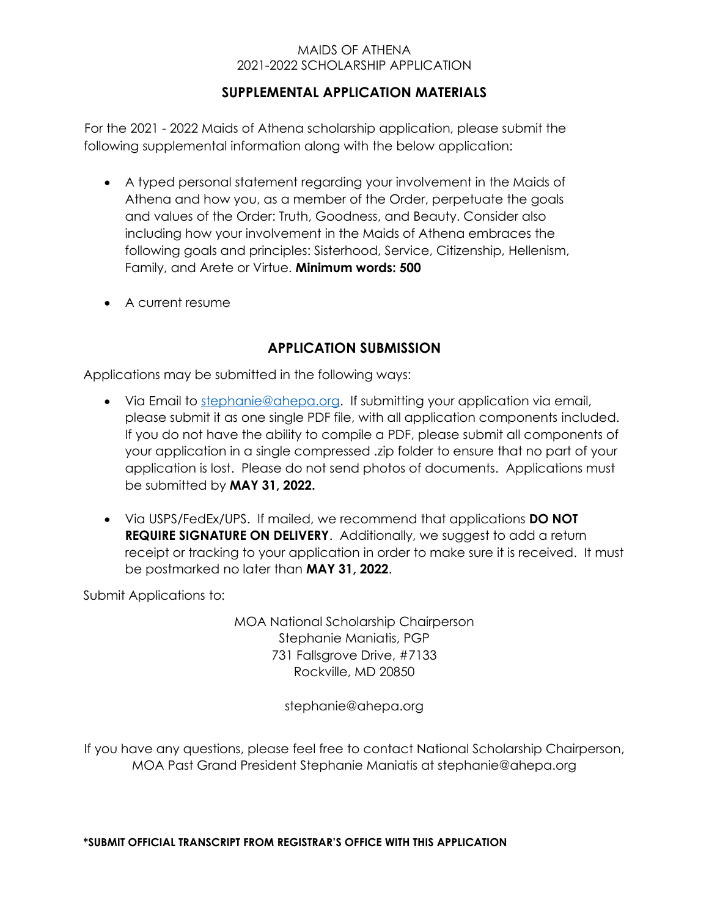MAIDS OF ATHENA
2021-2022 SCHOLARSHIP APPLICATION

## SUPPLEMENTAL APPLICATION MATERIALS

For the 2021 - 2022 Maids of Athena scholarship application, please submit the following supplemental information along with the below application:

- A typed personal statement regarding your involvement in the Maids of Athena and how you, as a member of the Order, perpetuate the goals and values of the Order: Truth, Goodness, and Beauty. Consider also including how your involvement in the Maids of Athena embraces the following goals and principles: Sisterhood, Service, Citizenship, Hellenism, Family, and Arete or Virtue. **Minimum words: 500**
- A current resume

## APPLICATION SUBMISSION

Applications may be submitted in the following ways:

- Via Email to [stephanie@ahepa.org](mailto:stephanie@ahepa.org). If submitting your application via email, please submit it as one single PDF file, with all application components included. If you do not have the ability to compile a PDF, please submit all components of your application in a single compressed .zip folder to ensure that no part of your application is lost. Please do not send photos of documents. Applications must be submitted by **MAY 31, 2022.**
- Via USPS/FedEx/UPS. If mailed, we recommend that applications **DO NOT REQUIRE SIGNATURE ON DELIVERY**. Additionally, we suggest to add a return receipt or tracking to your application in order to make sure it is received. It must be postmarked no later than **MAY 31, 2022**.

Submit Applications to:

MOA National Scholarship Chairperson
Stephanie Maniatis, PGP
731 Fallsgrove Drive, #7133
Rockville, MD 20850

stephanie@ahepa.org

If you have any questions, please feel free to contact National Scholarship Chairperson, MOA Past Grand President Stephanie Maniatis at stephanie@ahepa.org

**\*SUBMIT OFFICIAL TRANSCRIPT FROM REGISTRAR'S OFFICE WITH THIS APPLICATION**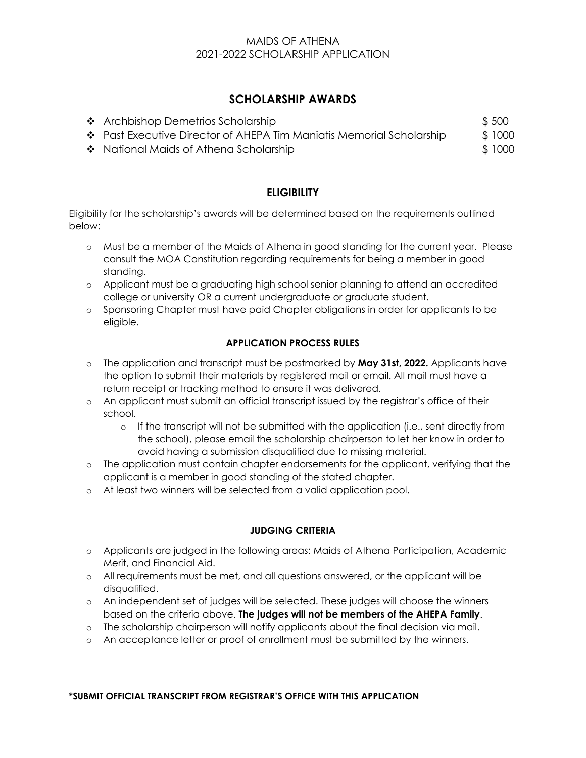MAIDS OF ATHENA
2021-2022 SCHOLARSHIP APPLICATION

## SCHOLARSHIP AWARDS

- Archbishop Demetrios Scholarship $ 500
- Past Executive Director of AHEPA Tim Maniatis Memorial Scholarship $ 1000
- National Maids of Athena Scholarship $ 1000

## ELIGIBILITY

Eligibility for the scholarship's awards will be determined based on the requirements outlined below:

- Must be a member of the Maids of Athena in good standing for the current year. Please consult the MOA Constitution regarding requirements for being a member in good standing.
- Applicant must be a graduating high school senior planning to attend an accredited college or university OR a current undergraduate or graduate student.
- Sponsoring Chapter must have paid Chapter obligations in order for applicants to be eligible.

### APPLICATION PROCESS RULES

- The application and transcript must be postmarked by **May 31st, 2022.** Applicants have the option to submit their materials by registered mail or email. All mail must have a return receipt or tracking method to ensure it was delivered.
- An applicant must submit an official transcript issued by the registrar's office of their school.
  - If the transcript will not be submitted with the application (i.e., sent directly from the school), please email the scholarship chairperson to let her know in order to avoid having a submission disqualified due to missing material.
- The application must contain chapter endorsements for the applicant, verifying that the applicant is a member in good standing of the stated chapter.
- At least two winners will be selected from a valid application pool.

### JUDGING CRITERIA

- Applicants are judged in the following areas: Maids of Athena Participation, Academic Merit, and Financial Aid.
- All requirements must be met, and all questions answered, or the applicant will be disqualified.
- An independent set of judges will be selected. These judges will choose the winners based on the criteria above. **The judges will not be members of the AHEPA Family**.
- The scholarship chairperson will notify applicants about the final decision via mail.
- An acceptance letter or proof of enrollment must be submitted by the winners.

**\*SUBMIT OFFICIAL TRANSCRIPT FROM REGISTRAR'S OFFICE WITH THIS APPLICATION**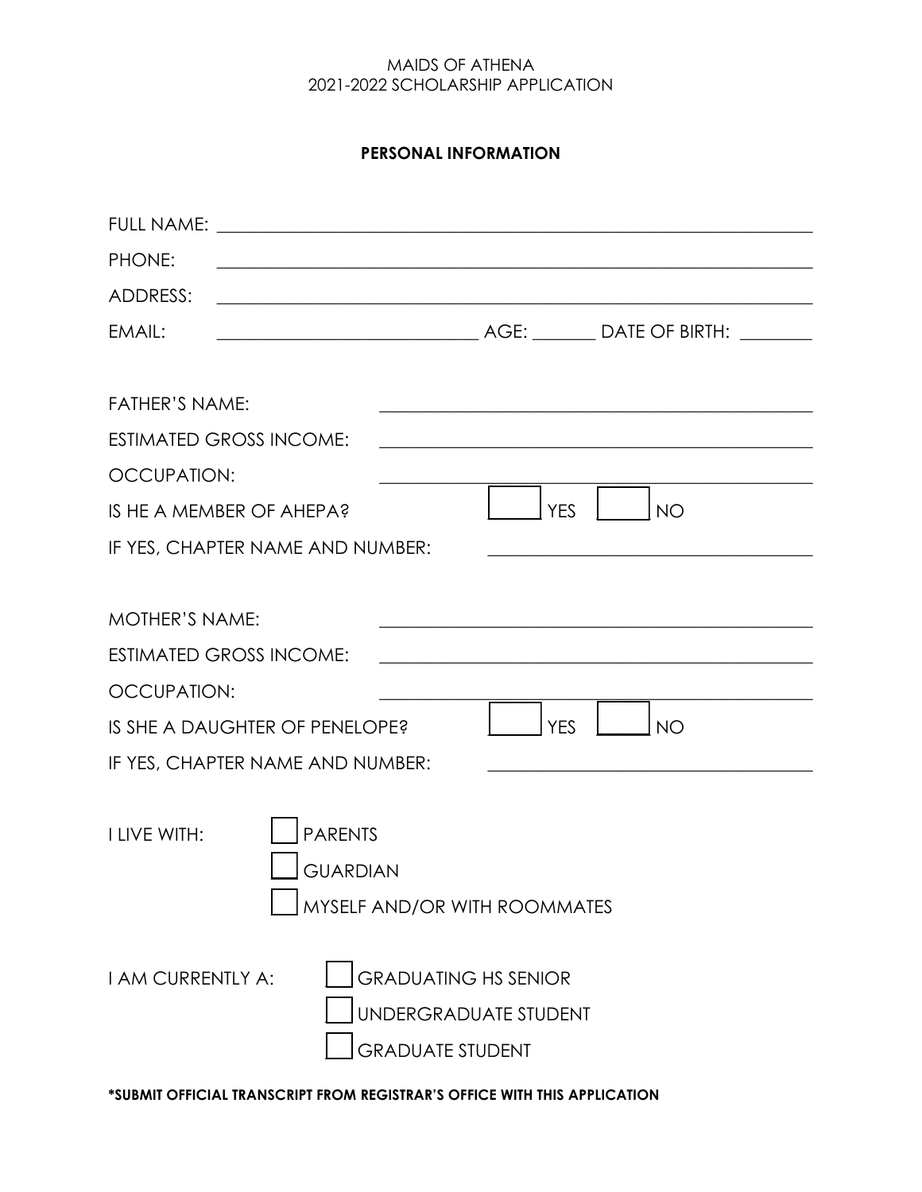MAIDS OF ATHENA
2021-2022 SCHOLARSHIP APPLICATION

**PERSONAL INFORMATION**

FULL NAME: ______________________________________________________________

PHONE: ______________________________________________________________

ADDRESS: ______________________________________________________________

EMAIL: ____________________________ AGE: _______ DATE OF BIRTH: ________

FATHER'S NAME: ____________________________________________

ESTIMATED GROSS INCOME: ____________________________________________

OCCUPATION: ____________________________________________

IS HE A MEMBER OF AHEPA? ☐ YES ☐ NO

IF YES, CHAPTER NAME AND NUMBER: ________________________________

MOTHER'S NAME: ____________________________________________

ESTIMATED GROSS INCOME: ____________________________________________

OCCUPATION: ____________________________________________

IS SHE A DAUGHTER OF PENELOPE? ☐ YES ☐ NO

IF YES, CHAPTER NAME AND NUMBER: ________________________________

I LIVE WITH:
- ☐ PARENTS
- ☐ GUARDIAN
- ☐ MYSELF AND/OR WITH ROOMMATES

I AM CURRENTLY A:
- ☐ GRADUATING HS SENIOR
- ☐ UNDERGRADUATE STUDENT
- ☐ GRADUATE STUDENT

**\*SUBMIT OFFICIAL TRANSCRIPT FROM REGISTRAR'S OFFICE WITH THIS APPLICATION**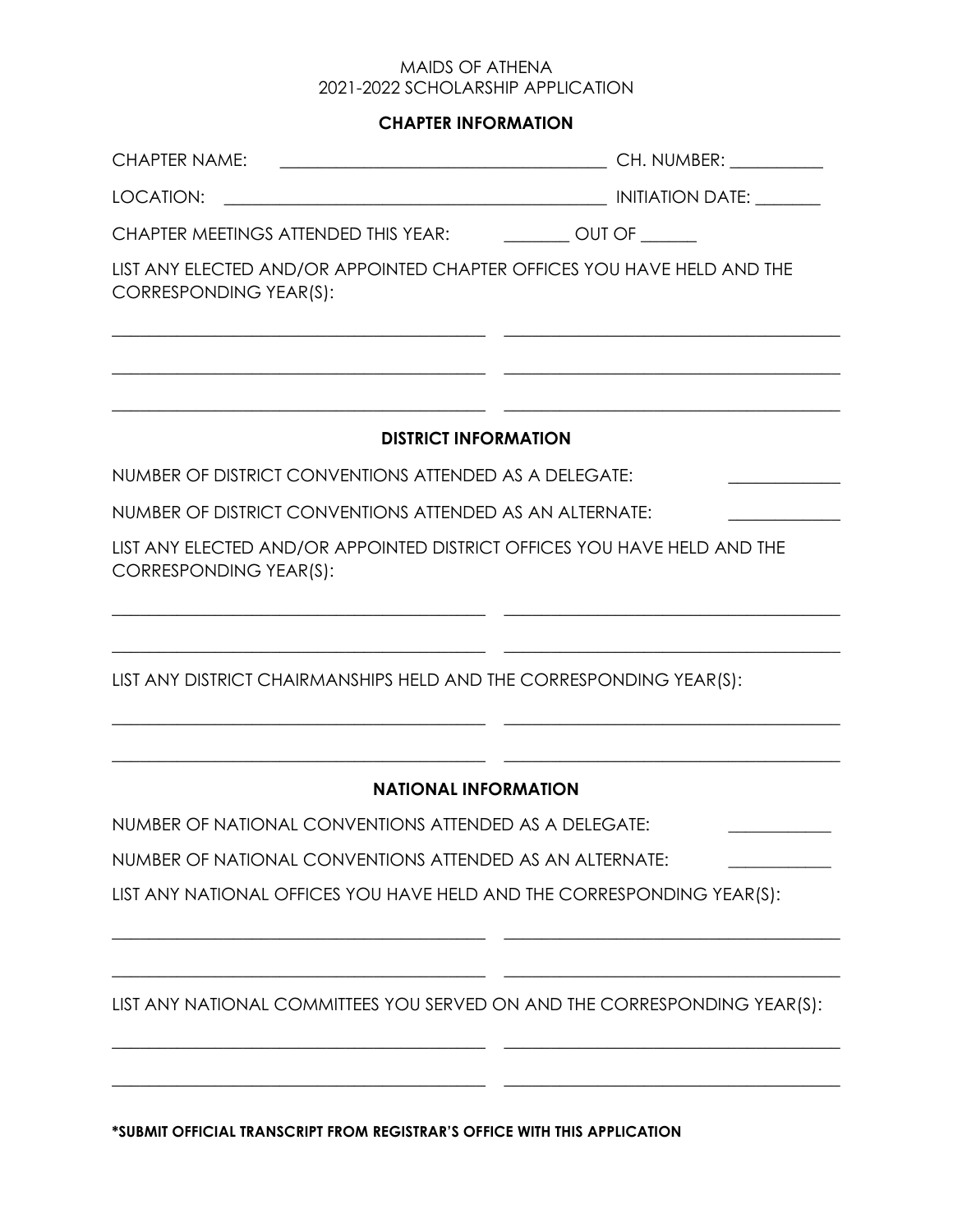MAIDS OF ATHENA
2021-2022 SCHOLARSHIP APPLICATION

## CHAPTER INFORMATION

CHAPTER NAME: ____________________________________ CH. NUMBER: __________

LOCATION: ___________________________________________ INITIATION DATE: _______

CHAPTER MEETINGS ATTENDED THIS YEAR: _______ OUT OF ______

LIST ANY ELECTED AND/OR APPOINTED CHAPTER OFFICES YOU HAVE HELD AND THE CORRESPONDING YEAR(S):

_________________________________________ _____________________________________

_________________________________________ _____________________________________

_________________________________________ _____________________________________

## DISTRICT INFORMATION

NUMBER OF DISTRICT CONVENTIONS ATTENDED AS A DELEGATE: ____________

NUMBER OF DISTRICT CONVENTIONS ATTENDED AS AN ALTERNATE: ____________

LIST ANY ELECTED AND/OR APPOINTED DISTRICT OFFICES YOU HAVE HELD AND THE CORRESPONDING YEAR(S):

_________________________________________ _____________________________________

_________________________________________ _____________________________________

LIST ANY DISTRICT CHAIRMANSHIPS HELD AND THE CORRESPONDING YEAR(S):

_________________________________________ _____________________________________

_________________________________________ _____________________________________

## NATIONAL INFORMATION

NUMBER OF NATIONAL CONVENTIONS ATTENDED AS A DELEGATE: ___________

NUMBER OF NATIONAL CONVENTIONS ATTENDED AS AN ALTERNATE: ___________

LIST ANY NATIONAL OFFICES YOU HAVE HELD AND THE CORRESPONDING YEAR(S):

_________________________________________ _____________________________________

_________________________________________ _____________________________________

LIST ANY NATIONAL COMMITTEES YOU SERVED ON AND THE CORRESPONDING YEAR(S):

_________________________________________ _____________________________________

_________________________________________ _____________________________________

**\*SUBMIT OFFICIAL TRANSCRIPT FROM REGISTRAR'S OFFICE WITH THIS APPLICATION**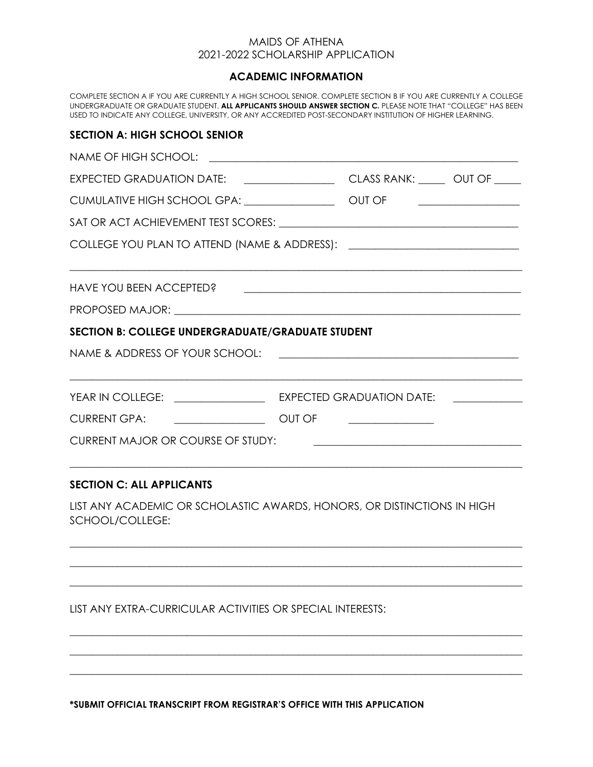MAIDS OF ATHENA
2021-2022 SCHOLARSHIP APPLICATION

## ACADEMIC INFORMATION

COMPLETE SECTION A IF YOU ARE CURRENTLY A HIGH SCHOOL SENIOR. COMPLETE SECTION B IF YOU ARE CURRENTLY A COLLEGE UNDERGRADUATE OR GRADUATE STUDENT. **ALL APPLICANTS SHOULD ANSWER SECTION C.** PLEASE NOTE THAT "COLLEGE" HAS BEEN USED TO INDICATE ANY COLLEGE, UNIVERSITY, OR ANY ACCREDITED POST-SECONDARY INSTITUTION OF HIGHER LEARNING.

### SECTION A: HIGH SCHOOL SENIOR

NAME OF HIGH SCHOOL: ______________________________________________

EXPECTED GRADUATION DATE: ________________ CLASS RANK: _____ OUT OF _____

CUMULATIVE HIGH SCHOOL GPA: ________________ OUT OF __________________

SAT OR ACT ACHIEVEMENT TEST SCORES: ______________________________________

COLLEGE YOU PLAN TO ATTEND (NAME & ADDRESS): ______________________________

______________________________________________________________________________

HAVE YOU BEEN ACCEPTED? ________________________________________________

PROPOSED MAJOR: ______________________________________________________

### SECTION B: COLLEGE UNDERGRADUATE/GRADUATE STUDENT

NAME & ADDRESS OF YOUR SCHOOL: _____________________________________________

______________________________________________________________________________

YEAR IN COLLEGE: ________________ EXPECTED GRADUATION DATE: ____________

CURRENT GPA: ________________ OUT OF ________________

CURRENT MAJOR OR COURSE OF STUDY: ____________________________________

______________________________________________________________________________

### SECTION C: ALL APPLICANTS

LIST ANY ACADEMIC OR SCHOLASTIC AWARDS, HONORS, OR DISTINCTIONS IN HIGH SCHOOL/COLLEGE:

______________________________________________________________________________

______________________________________________________________________________

______________________________________________________________________________

LIST ANY EXTRA-CURRICULAR ACTIVITIES OR SPECIAL INTERESTS:

______________________________________________________________________________

______________________________________________________________________________

______________________________________________________________________________

***SUBMIT OFFICIAL TRANSCRIPT FROM REGISTRAR'S OFFICE WITH THIS APPLICATION**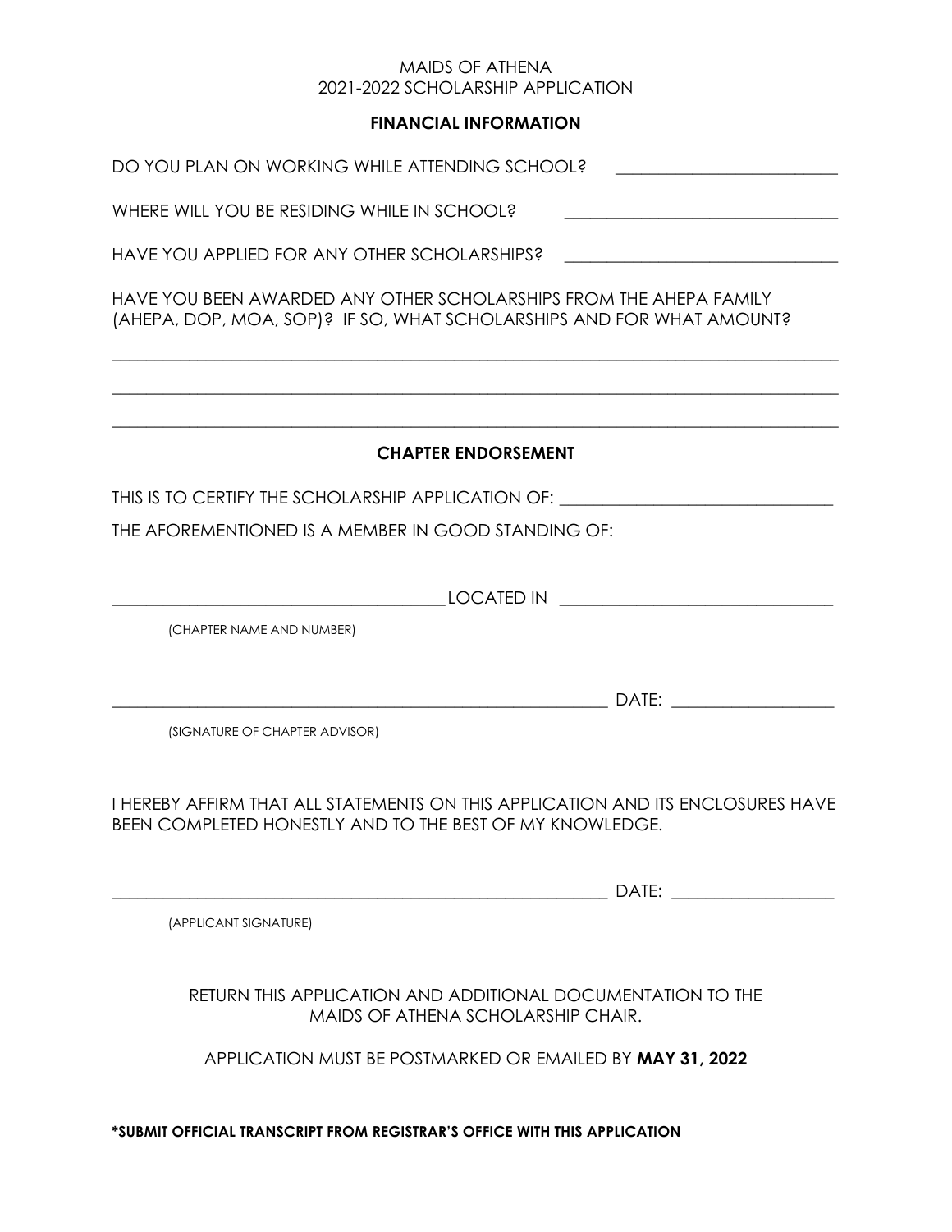MAIDS OF ATHENA
2021-2022 SCHOLARSHIP APPLICATION

**FINANCIAL INFORMATION**

DO YOU PLAN ON WORKING WHILE ATTENDING SCHOOL? _________________________

WHERE WILL YOU BE RESIDING WHILE IN SCHOOL? ______________________________

HAVE YOU APPLIED FOR ANY OTHER SCHOLARSHIPS? ______________________________

HAVE YOU BEEN AWARDED ANY OTHER SCHOLARSHIPS FROM THE AHEPA FAMILY (AHEPA, DOP, MOA, SOP)? IF SO, WHAT SCHOLARSHIPS AND FOR WHAT AMOUNT?

_______________________________________________________________________________

_______________________________________________________________________________

_______________________________________________________________________________

**CHAPTER ENDORSEMENT**

THIS IS TO CERTIFY THE SCHOLARSHIP APPLICATION OF: ______________________________

THE AFOREMENTIONED IS A MEMBER IN GOOD STANDING OF:

_____________________________________ LOCATED IN ______________________________

(CHAPTER NAME AND NUMBER)

_________________________________________________________ DATE: __________________

(SIGNATURE OF CHAPTER ADVISOR)

I HEREBY AFFIRM THAT ALL STATEMENTS ON THIS APPLICATION AND ITS ENCLOSURES HAVE BEEN COMPLETED HONESTLY AND TO THE BEST OF MY KNOWLEDGE.

_________________________________________________________ DATE: __________________

(APPLICANT SIGNATURE)

RETURN THIS APPLICATION AND ADDITIONAL DOCUMENTATION TO THE MAIDS OF ATHENA SCHOLARSHIP CHAIR.

APPLICATION MUST BE POSTMARKED OR EMAILED BY **MAY 31, 2022**

***SUBMIT OFFICIAL TRANSCRIPT FROM REGISTRAR'S OFFICE WITH THIS APPLICATION**